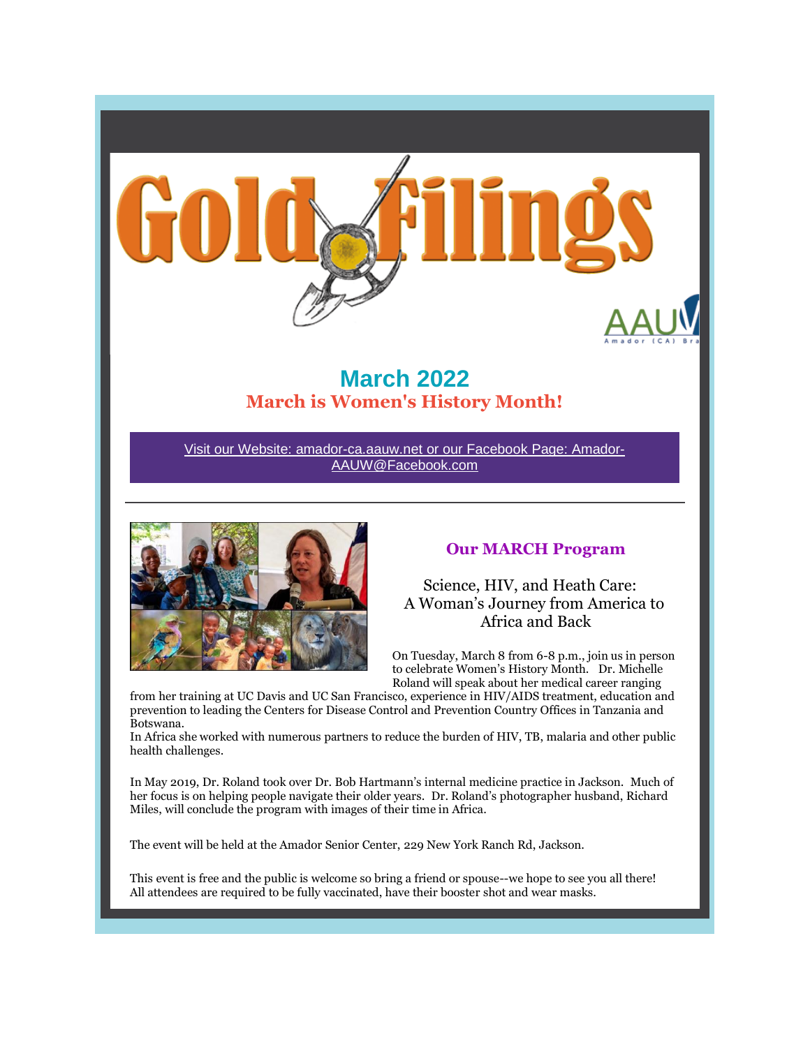# Gold Filings

AAUW Amador (CA) Bra

## March 2022

### March is Women's History Month!

Visit our Website: amador-ca.aauw.net or our Facebook Page: Amador-AAUW@Facebook.com

---

### Our MARCH Program

Science, HIV, and Heath Care:
A Woman's Journey from America to Africa and Back

On Tuesday, March 8 from 6-8 p.m., join us in person to celebrate Women's History Month. Dr. Michelle Roland will speak about her medical career ranging from her training at UC Davis and UC San Francisco, experience in HIV/AIDS treatment, education and prevention to leading the Centers for Disease Control and Prevention Country Offices in Tanzania and Botswana.
In Africa she worked with numerous partners to reduce the burden of HIV, TB, malaria and other public health challenges.

In May 2019, Dr. Roland took over Dr. Bob Hartmann's internal medicine practice in Jackson. Much of her focus is on helping people navigate their older years. Dr. Roland's photographer husband, Richard Miles, will conclude the program with images of their time in Africa.

The event will be held at the Amador Senior Center, 229 New York Ranch Rd, Jackson.

This event is free and the public is welcome so bring a friend or spouse--we hope to see you all there!
All attendees are required to be fully vaccinated, have their booster shot and wear masks.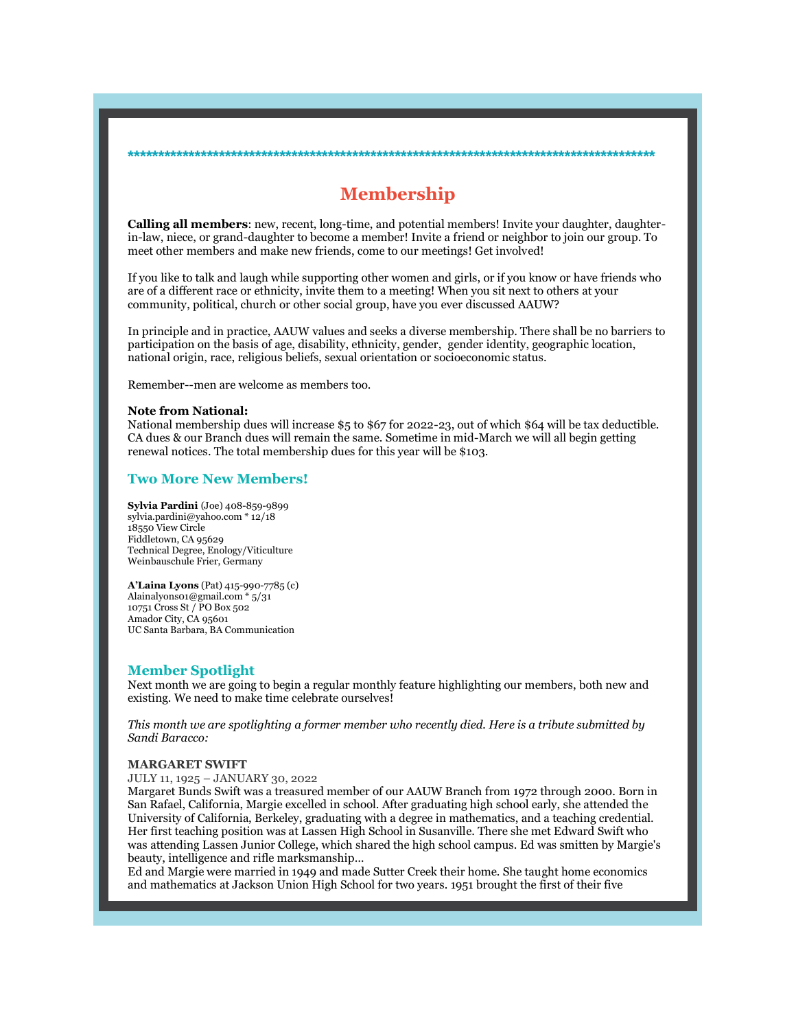*******************************************************************************************

# Membership

**Calling all members**: new, recent, long-time, and potential members! Invite your daughter, daughter-in-law, niece, or grand-daughter to become a member! Invite a friend or neighbor to join our group. To meet other members and make new friends, come to our meetings! Get involved!

If you like to talk and laugh while supporting other women and girls, or if you know or have friends who are of a different race or ethnicity, invite them to a meeting! When you sit next to others at your community, political, church or other social group, have you ever discussed AAUW?

In principle and in practice, AAUW values and seeks a diverse membership. There shall be no barriers to participation on the basis of age, disability, ethnicity, gender, gender identity, geographic location, national origin, race, religious beliefs, sexual orientation or socioeconomic status.

Remember--men are welcome as members too.

**Note from National:**
National membership dues will increase $5 to $67 for 2022-23, out of which $64 will be tax deductible. CA dues & our Branch dues will remain the same. Sometime in mid-March we will all begin getting renewal notices. The total membership dues for this year will be $103.

## Two More New Members!

**Sylvia Pardini** (Joe) 408-859-9899
sylvia.pardini@yahoo.com * 12/18
18550 View Circle
Fiddletown, CA 95629
Technical Degree, Enology/Viticulture
Weinbauschule Frier, Germany

**A'Laina Lyons** (Pat) 415-990-7785 (c)
Alainalyons01@gmail.com * 5/31
10751 Cross St / PO Box 502
Amador City, CA 95601
UC Santa Barbara, BA Communication

## Member Spotlight

Next month we are going to begin a regular monthly feature highlighting our members, both new and existing. We need to make time celebrate ourselves!

*This month we are spotlighting a former member who recently died. Here is a tribute submitted by Sandi Baracco:*

**MARGARET SWIFT**
JULY 11, 1925 – JANUARY 30, 2022
Margaret Bunds Swift was a treasured member of our AAUW Branch from 1972 through 2000. Born in San Rafael, California, Margie excelled in school. After graduating high school early, she attended the University of California, Berkeley, graduating with a degree in mathematics, and a teaching credential. Her first teaching position was at Lassen High School in Susanville. There she met Edward Swift who was attending Lassen Junior College, which shared the high school campus. Ed was smitten by Margie's beauty, intelligence and rifle marksmanship…
Ed and Margie were married in 1949 and made Sutter Creek their home. She taught home economics and mathematics at Jackson Union High School for two years. 1951 brought the first of their five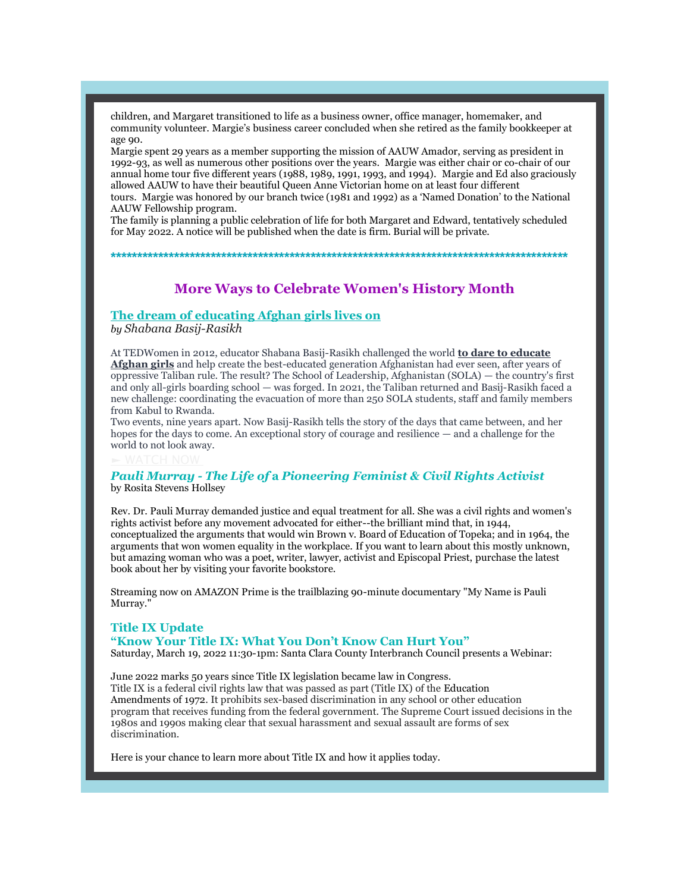children, and Margaret transitioned to life as a business owner, office manager, homemaker, and community volunteer. Margie's business career concluded when she retired as the family bookkeeper at age 90.

Margie spent 29 years as a member supporting the mission of AAUW Amador, serving as president in 1992-93, as well as numerous other positions over the years. Margie was either chair or co-chair of our annual home tour five different years (1988, 1989, 1991, 1993, and 1994). Margie and Ed also graciously allowed AAUW to have their beautiful Queen Anne Victorian home on at least four different tours. Margie was honored by our branch twice (1981 and 1992) as a 'Named Donation' to the National AAUW Fellowship program.

The family is planning a public celebration of life for both Margaret and Edward, tentatively scheduled for May 2022. A notice will be published when the date is firm. Burial will be private.

**********************************************************************************************

## More Ways to Celebrate Women's History Month

### The dream of educating Afghan girls lives on

*by Shabana Basij-Rasikh*

At TEDWomen in 2012, educator Shabana Basij-Rasikh challenged the world **to dare to educate Afghan girls** and help create the best-educated generation Afghanistan had ever seen, after years of oppressive Taliban rule. The result? The School of Leadership, Afghanistan (SOLA) — the country's first and only all-girls boarding school — was forged. In 2021, the Taliban returned and Basij-Rasikh faced a new challenge: coordinating the evacuation of more than 250 SOLA students, staff and family members from Kabul to Rwanda.

Two events, nine years apart. Now Basij-Rasikh tells the story of the days that came between, and her hopes for the days to come. An exceptional story of courage and resilience — and a challenge for the world to not look away.

► WATCH NOW

### *Pauli Murray - The Life of a Pioneering Feminist & Civil Rights Activist*

by Rosita Stevens Hollsey

Rev. Dr. Pauli Murray demanded justice and equal treatment for all. She was a civil rights and women's rights activist before any movement advocated for either--the brilliant mind that, in 1944, conceptualized the arguments that would win Brown v. Board of Education of Topeka; and in 1964, the arguments that won women equality in the workplace. If you want to learn about this mostly unknown, but amazing woman who was a poet, writer, lawyer, activist and Episcopal Priest, purchase the latest book about her by visiting your favorite bookstore.

Streaming now on AMAZON Prime is the trailblazing 90-minute documentary "My Name is Pauli Murray."

### Title IX Update

### "Know Your Title IX: What You Don't Know Can Hurt You"

Saturday, March 19, 2022 11:30-1pm: Santa Clara County Interbranch Council presents a Webinar:

June 2022 marks 50 years since Title IX legislation became law in Congress.

Title IX is a federal civil rights law that was passed as part (Title IX) of the Education Amendments of 1972. It prohibits sex-based discrimination in any school or other education program that receives funding from the federal government. The Supreme Court issued decisions in the 1980s and 1990s making clear that sexual harassment and sexual assault are forms of sex discrimination.

Here is your chance to learn more about Title IX and how it applies today.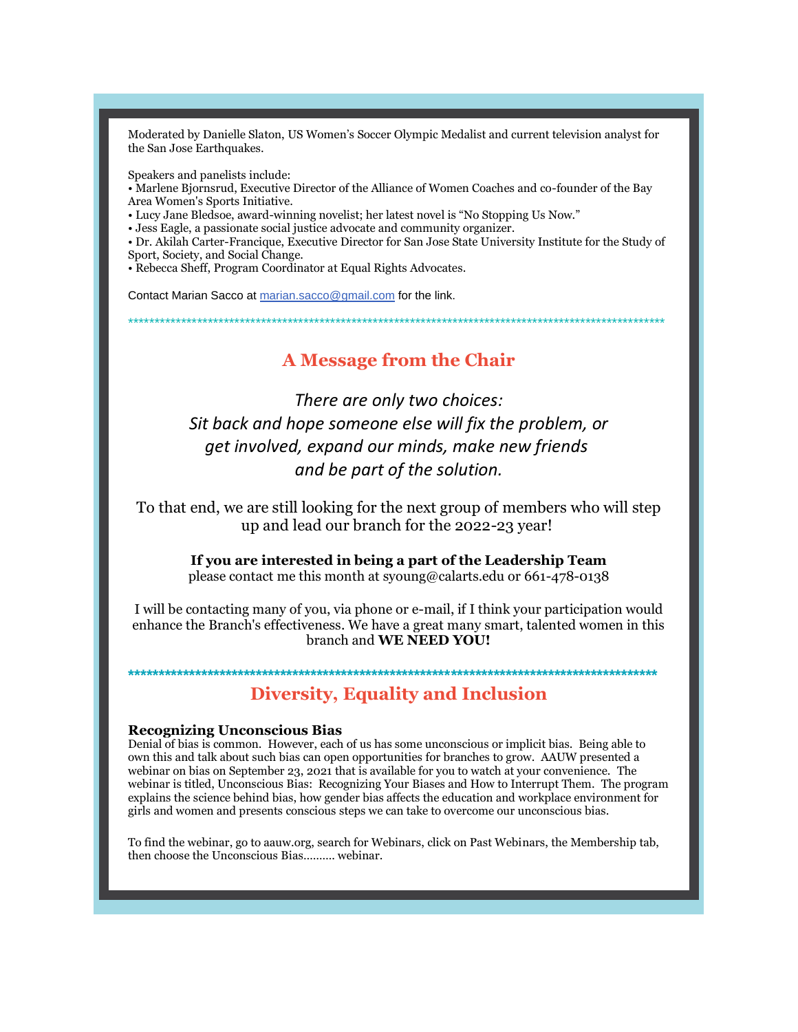Moderated by Danielle Slaton, US Women's Soccer Olympic Medalist and current television analyst for the San Jose Earthquakes.

Speakers and panelists include:

- Marlene Bjornsrud, Executive Director of the Alliance of Women Coaches and co-founder of the Bay Area Women's Sports Initiative.
- Lucy Jane Bledsoe, award-winning novelist; her latest novel is "No Stopping Us Now."
- Jess Eagle, a passionate social justice advocate and community organizer.
- Dr. Akilah Carter-Francique, Executive Director for San Jose State University Institute for the Study of Sport, Society, and Social Change.
- Rebecca Sheff, Program Coordinator at Equal Rights Advocates.

Contact Marian Sacco at [marian.sacco@gmail.com](mailto:marian.sacco@gmail.com) for the link.

*****************************************************************************************************

## A Message from the Chair

*There are only two choices:*
*Sit back and hope someone else will fix the problem, or*
*get involved, expand our minds, make new friends*
*and be part of the solution.*

To that end, we are still looking for the next group of members who will step up and lead our branch for the 2022-23 year!

**If you are interested in being a part of the Leadership Team**
please contact me this month at syoung@calarts.edu or 661-478-0138

I will be contacting many of you, via phone or e-mail, if I think your participation would enhance the Branch's effectiveness. We have a great many smart, talented women in this branch and **WE NEED YOU!**

*****************************************************************************************************

## Diversity, Equality and Inclusion

**Recognizing Unconscious Bias**

Denial of bias is common. However, each of us has some unconscious or implicit bias. Being able to own this and talk about such bias can open opportunities for branches to grow. AAUW presented a webinar on bias on September 23, 2021 that is available for you to watch at your convenience. The webinar is titled, Unconscious Bias: Recognizing Your Biases and How to Interrupt Them. The program explains the science behind bias, how gender bias affects the education and workplace environment for girls and women and presents conscious steps we can take to overcome our unconscious bias.

To find the webinar, go to aauw.org, search for Webinars, click on Past Webinars, the Membership tab, then choose the Unconscious Bias.......... webinar.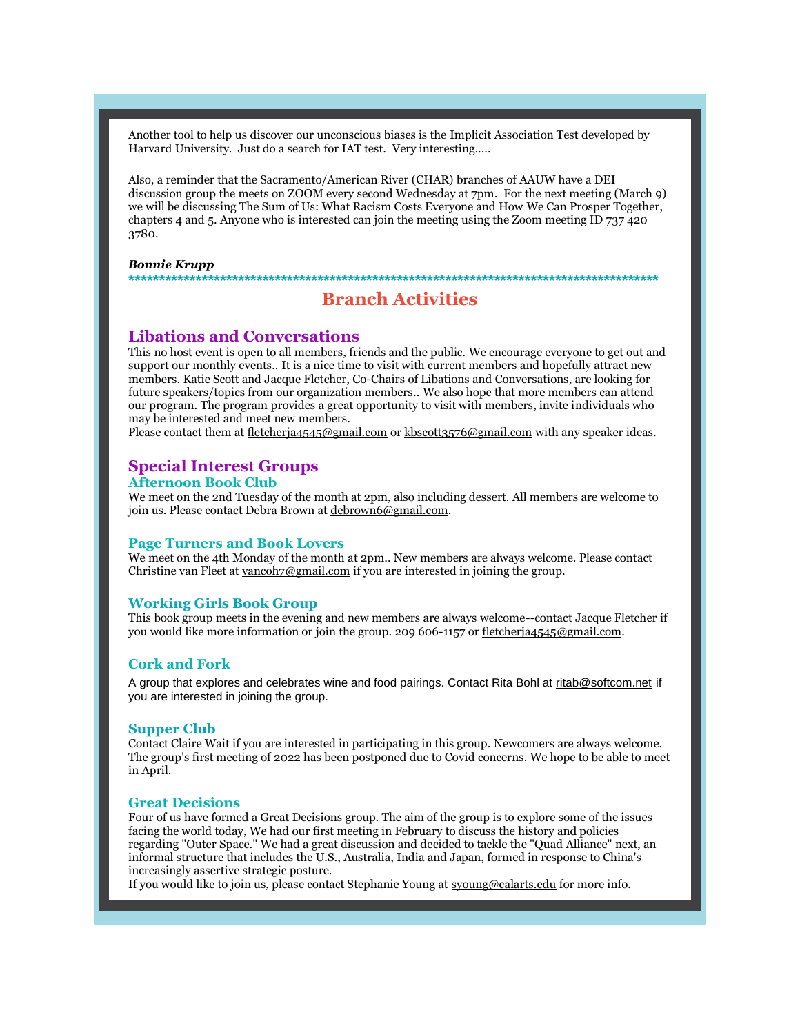Another tool to help us discover our unconscious biases is the Implicit Association Test developed by Harvard University.  Just do a search for IAT test.  Very interesting.....

Also, a reminder that the Sacramento/American River (CHAR) branches of AAUW have a DEI discussion group the meets on ZOOM every second Wednesday at 7pm.  For the next meeting (March 9) we will be discussing The Sum of Us: What Racism Costs Everyone and How We Can Prosper Together, chapters 4 and 5. Anyone who is interested can join the meeting using the Zoom meeting ID 737 420 3780.

***Bonnie Krupp***

*****************************************************************************************

# Branch Activities

## Libations and Conversations

This no host event is open to all members, friends and the public. We encourage everyone to get out and support our monthly events.. It is a nice time to visit with current members and hopefully attract new members. Katie Scott and Jacque Fletcher, Co-Chairs of Libations and Conversations, are looking for future speakers/topics from our organization members.. We also hope that more members can attend our program. The program provides a great opportunity to visit with members, invite individuals who may be interested and meet new members.
Please contact them at fletcherja4545@gmail.com or kbscott3576@gmail.com with any speaker ideas.

## Special Interest Groups

### Afternoon Book Club

We meet on the 2nd Tuesday of the month at 2pm, also including dessert. All members are welcome to join us. Please contact Debra Brown at debrown6@gmail.com.

### Page Turners and Book Lovers

We meet on the 4th Monday of the month at 2pm.. New members are always welcome. Please contact Christine van Fleet at vancoh7@gmail.com if you are interested in joining the group.

### Working Girls Book Group

This book group meets in the evening and new members are always welcome--contact Jacque Fletcher if you would like more information or join the group. 209 606-1157 or fletcherja4545@gmail.com.

### Cork and Fork

A group that explores and celebrates wine and food pairings. Contact Rita Bohl at ritab@softcom.net if you are interested in joining the group.

### Supper Club

Contact Claire Wait if you are interested in participating in this group. Newcomers are always welcome. The group's first meeting of 2022 has been postponed due to Covid concerns. We hope to be able to meet in April.

### Great Decisions

Four of us have formed a Great Decisions group. The aim of the group is to explore some of the issues facing the world today, We had our first meeting in February to discuss the history and policies regarding "Outer Space." We had a great discussion and decided to tackle the "Quad Alliance" next, an informal structure that includes the U.S., Australia, India and Japan, formed in response to China's increasingly assertive strategic posture.
If you would like to join us, please contact Stephanie Young at syoung@calarts.edu for more info.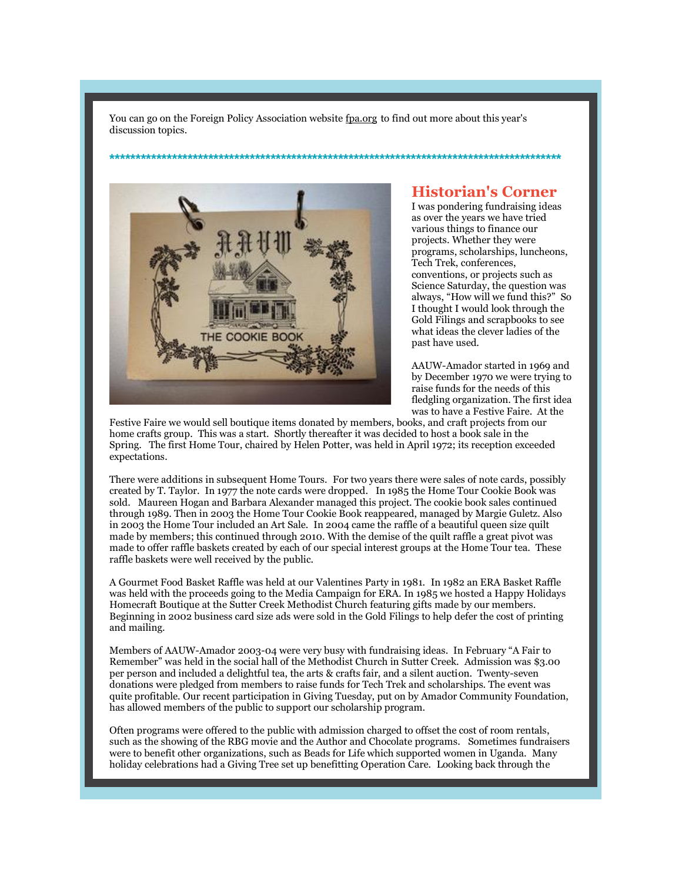You can go on the Foreign Policy Association website fpa.org to find out more about this year's discussion topics.

**************************************************************************************************

## Historian's Corner

I was pondering fundraising ideas as over the years we have tried various things to finance our projects. Whether they were programs, scholarships, luncheons, Tech Trek, conferences, conventions, or projects such as Science Saturday, the question was always, “How will we fund this?” So I thought I would look through the Gold Filings and scrapbooks to see what ideas the clever ladies of the past have used.

AAUW-Amador started in 1969 and by December 1970 we were trying to raise funds for the needs of this fledgling organization. The first idea was to have a Festive Faire. At the Festive Faire we would sell boutique items donated by members, books, and craft projects from our home crafts group. This was a start. Shortly thereafter it was decided to host a book sale in the Spring. The first Home Tour, chaired by Helen Potter, was held in April 1972; its reception exceeded expectations.

There were additions in subsequent Home Tours. For two years there were sales of note cards, possibly created by T. Taylor. In 1977 the note cards were dropped. In 1985 the Home Tour Cookie Book was sold. Maureen Hogan and Barbara Alexander managed this project. The cookie book sales continued through 1989. Then in 2003 the Home Tour Cookie Book reappeared, managed by Margie Guletz. Also in 2003 the Home Tour included an Art Sale. In 2004 came the raffle of a beautiful queen size quilt made by members; this continued through 2010. With the demise of the quilt raffle a great pivot was made to offer raffle baskets created by each of our special interest groups at the Home Tour tea. These raffle baskets were well received by the public.

A Gourmet Food Basket Raffle was held at our Valentines Party in 1981. In 1982 an ERA Basket Raffle was held with the proceeds going to the Media Campaign for ERA. In 1985 we hosted a Happy Holidays Homecraft Boutique at the Sutter Creek Methodist Church featuring gifts made by our members. Beginning in 2002 business card size ads were sold in the Gold Filings to help defer the cost of printing and mailing.

Members of AAUW-Amador 2003-04 were very busy with fundraising ideas. In February “A Fair to Remember” was held in the social hall of the Methodist Church in Sutter Creek. Admission was $3.00 per person and included a delightful tea, the arts & crafts fair, and a silent auction. Twenty-seven donations were pledged from members to raise funds for Tech Trek and scholarships. The event was quite profitable. Our recent participation in Giving Tuesday, put on by Amador Community Foundation, has allowed members of the public to support our scholarship program.

Often programs were offered to the public with admission charged to offset the cost of room rentals, such as the showing of the RBG movie and the Author and Chocolate programs. Sometimes fundraisers were to benefit other organizations, such as Beads for Life which supported women in Uganda. Many holiday celebrations had a Giving Tree set up benefitting Operation Care. Looking back through the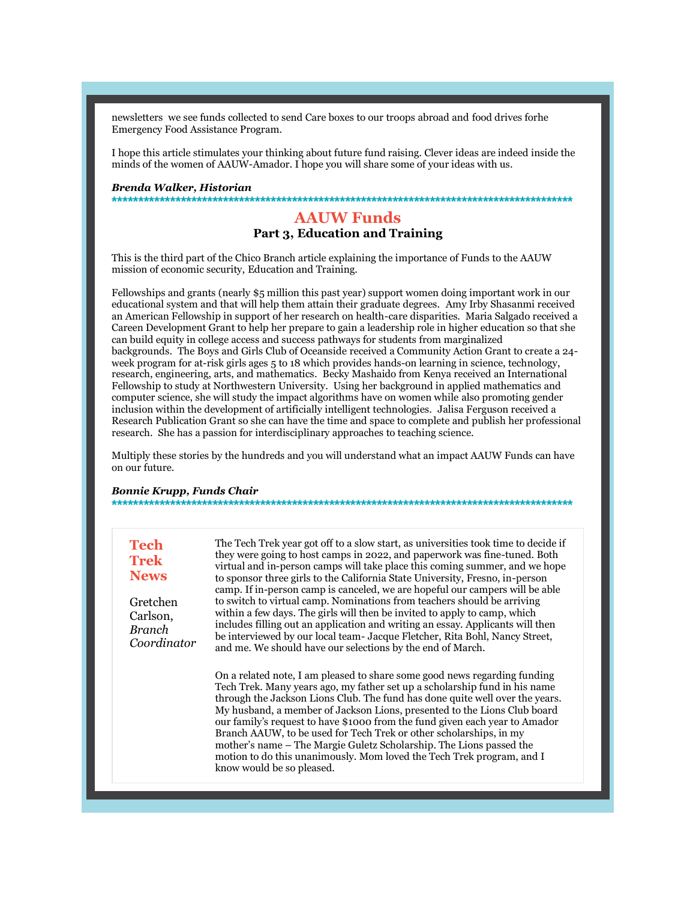newsletters we see funds collected to send Care boxes to our troops abroad and food drives forhe Emergency Food Assistance Program.

I hope this article stimulates your thinking about future fund raising. Clever ideas are indeed inside the minds of the women of AAUW-Amador. I hope you will share some of your ideas with us.

***Brenda Walker, Historian***

****************************************************************************************

## AAUW Funds

### Part 3, Education and Training

This is the third part of the Chico Branch article explaining the importance of Funds to the AAUW mission of economic security, Education and Training.

Fellowships and grants (nearly $5 million this past year) support women doing important work in our educational system and that will help them attain their graduate degrees. Amy Irby Shasanmi received an American Fellowship in support of her research on health-care disparities. Maria Salgado received a Careen Development Grant to help her prepare to gain a leadership role in higher education so that she can build equity in college access and success pathways for students from marginalized backgrounds. The Boys and Girls Club of Oceanside received a Community Action Grant to create a 24-week program for at-risk girls ages 5 to 18 which provides hands-on learning in science, technology, research, engineering, arts, and mathematics. Becky Mashaido from Kenya received an International Fellowship to study at Northwestern University. Using her background in applied mathematics and computer science, she will study the impact algorithms have on women while also promoting gender inclusion within the development of artificially intelligent technologies. Jalisa Ferguson received a Research Publication Grant so she can have the time and space to complete and publish her professional research. She has a passion for interdisciplinary approaches to teaching science.

Multiply these stories by the hundreds and you will understand what an impact AAUW Funds can have on our future.

***Bonnie Krupp, Funds Chair***

****************************************************************************************

## Tech Trek News

Gretchen Carlson, *Branch Coordinator*

The Tech Trek year got off to a slow start, as universities took time to decide if they were going to host camps in 2022, and paperwork was fine-tuned. Both virtual and in-person camps will take place this coming summer, and we hope to sponsor three girls to the California State University, Fresno, in-person camp. If in-person camp is canceled, we are hopeful our campers will be able to switch to virtual camp. Nominations from teachers should be arriving within a few days. The girls will then be invited to apply to camp, which includes filling out an application and writing an essay. Applicants will then be interviewed by our local team- Jacque Fletcher, Rita Bohl, Nancy Street, and me. We should have our selections by the end of March.

On a related note, I am pleased to share some good news regarding funding Tech Trek. Many years ago, my father set up a scholarship fund in his name through the Jackson Lions Club. The fund has done quite well over the years. My husband, a member of Jackson Lions, presented to the Lions Club board our family's request to have $1000 from the fund given each year to Amador Branch AAUW, to be used for Tech Trek or other scholarships, in my mother's name – The Margie Guletz Scholarship. The Lions passed the motion to do this unanimously. Mom loved the Tech Trek program, and I know would be so pleased.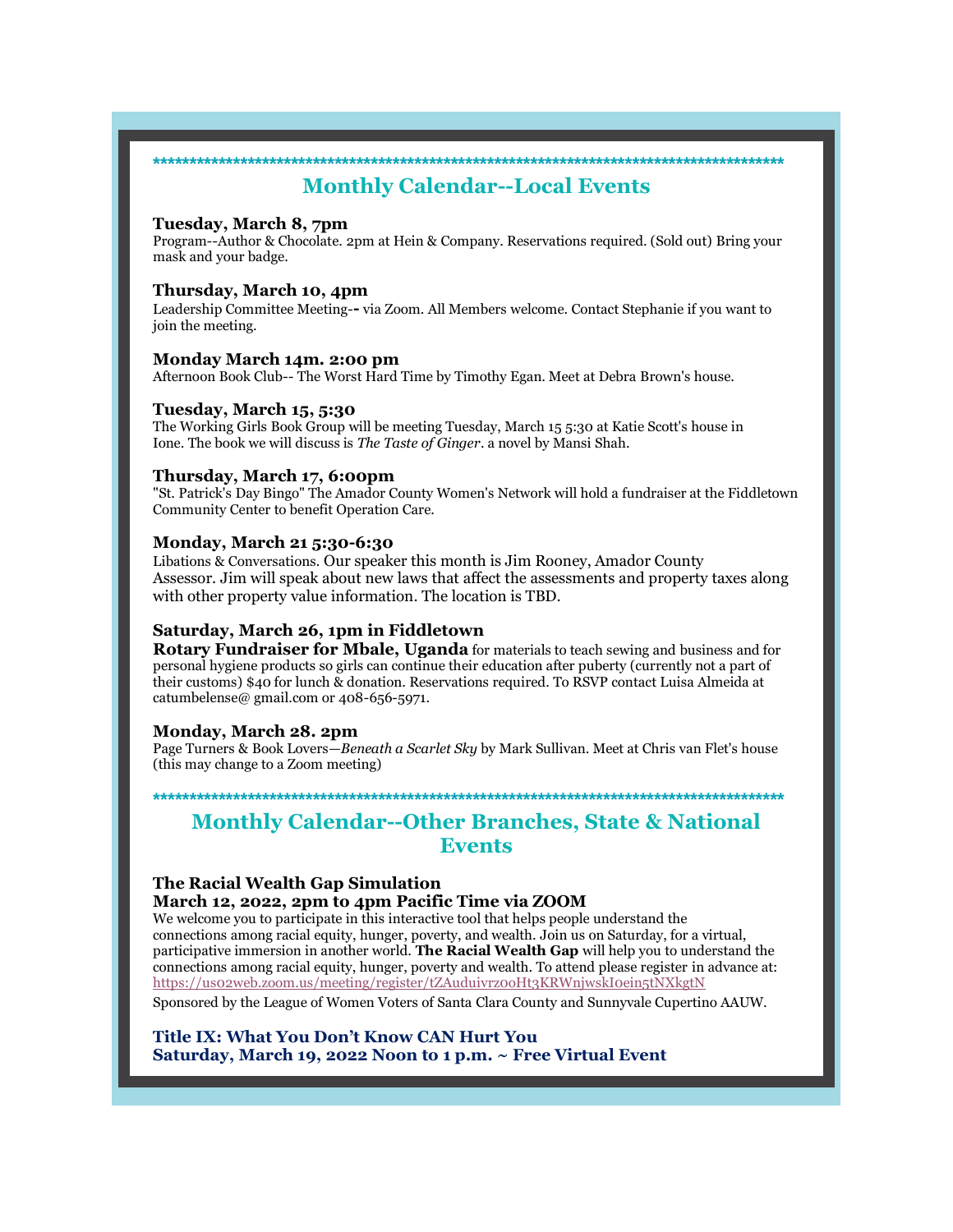******************************************************************************************

## Monthly Calendar--Local Events

**Tuesday, March 8, 7pm**
Program--Author & Chocolate. 2pm at Hein & Company. Reservations required. (Sold out) Bring your mask and your badge.

**Thursday, March 10, 4pm**
Leadership Committee Meeting-- via Zoom. All Members welcome. Contact Stephanie if you want to join the meeting.

**Monday March 14m. 2:00 pm**
Afternoon Book Club-- The Worst Hard Time by Timothy Egan. Meet at Debra Brown's house.

**Tuesday, March 15, 5:30**
The Working Girls Book Group will be meeting Tuesday, March 15 5:30 at Katie Scott's house in Ione. The book we will discuss is *The Taste of Ginger*. a novel by Mansi Shah.

**Thursday, March 17, 6:00pm**
"St. Patrick's Day Bingo" The Amador County Women's Network will hold a fundraiser at the Fiddletown Community Center to benefit Operation Care.

**Monday, March 21 5:30-6:30**
Libations & Conversations. Our speaker this month is Jim Rooney, Amador County Assessor. Jim will speak about new laws that affect the assessments and property taxes along with other property value information. The location is TBD.

**Saturday, March 26, 1pm in Fiddletown**
**Rotary Fundraiser for Mbale, Uganda** for materials to teach sewing and business and for personal hygiene products so girls can continue their education after puberty (currently not a part of their customs) $40 for lunch & donation. Reservations required. To RSVP contact Luisa Almeida at catumbelense@ gmail.com or 408-656-5971.

**Monday, March 28. 2pm**
Page Turners & Book Lovers—*Beneath a Scarlet Sky* by Mark Sullivan. Meet at Chris van Flet's house (this may change to a Zoom meeting)

******************************************************************************************

## Monthly Calendar--Other Branches, State & National Events

**The Racial Wealth Gap Simulation**
**March 12, 2022, 2pm to 4pm Pacific Time via ZOOM**
We welcome you to participate in this interactive tool that helps people understand the connections among racial equity, hunger, poverty, and wealth. Join us on Saturday, for a virtual, participative immersion in another world. **The Racial Wealth Gap** will help you to understand the connections among racial equity, hunger, poverty and wealth. To attend please register in advance at: https://us02web.zoom.us/meeting/register/tZAuduivrzooHt3KRWnjwskIoein5tNXkgtN
Sponsored by the League of Women Voters of Santa Clara County and Sunnyvale Cupertino AAUW.

**Title IX: What You Don't Know CAN Hurt You**
**Saturday, March 19, 2022 Noon to 1 p.m. ~ Free Virtual Event**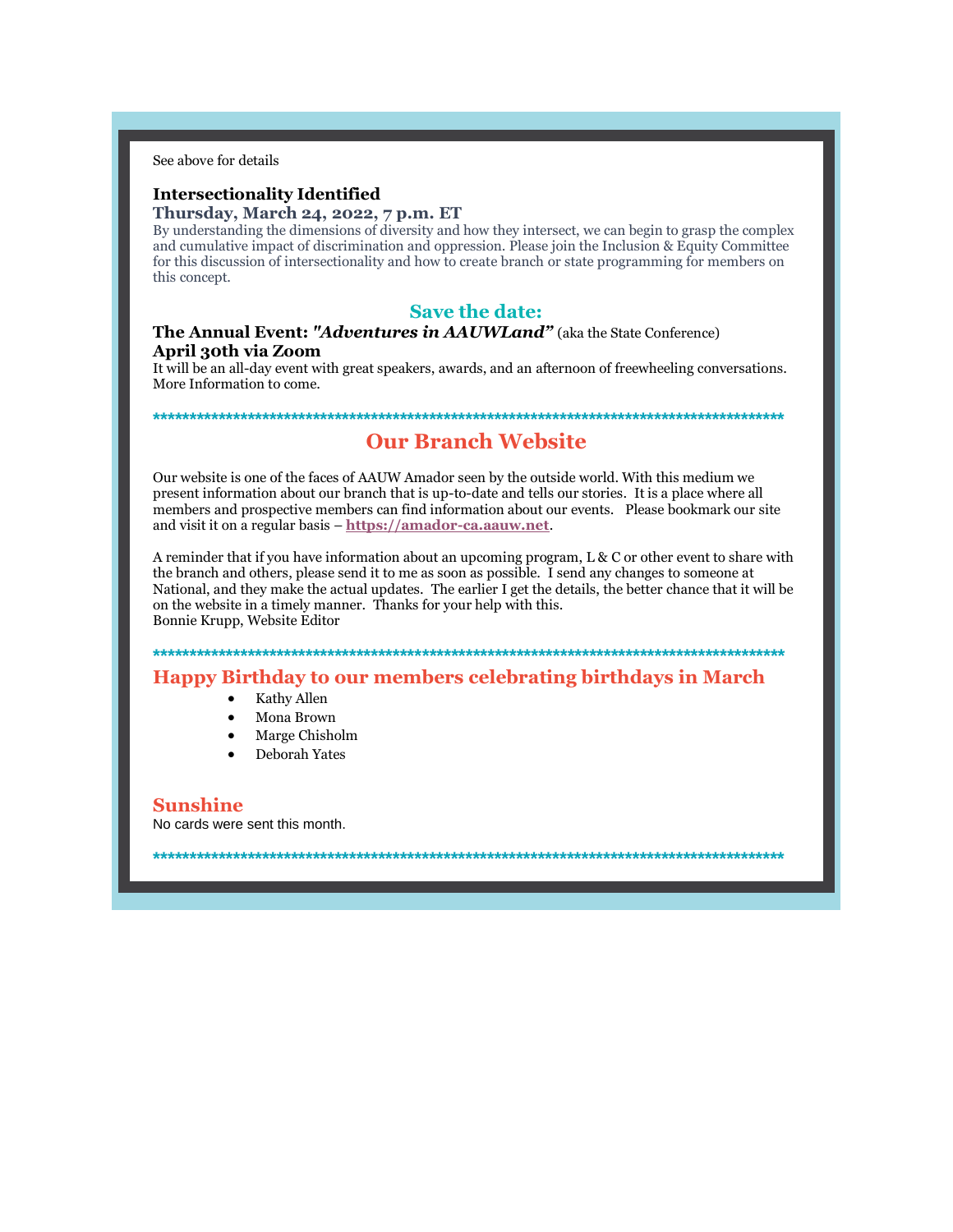See above for details

**Intersectionality Identified**
**Thursday, March 24, 2022, 7 p.m. ET**
By understanding the dimensions of diversity and how they intersect, we can begin to grasp the complex and cumulative impact of discrimination and oppression. Please join the Inclusion & Equity Committee for this discussion of intersectionality and how to create branch or state programming for members on this concept.

## Save the date:

**The Annual Event: *"Adventures in AAUWLand"*** (aka the State Conference)
**April 30th via Zoom**
It will be an all-day event with great speakers, awards, and an afternoon of freewheeling conversations. More Information to come.

**************************************************************************************************

## Our Branch Website

Our website is one of the faces of AAUW Amador seen by the outside world. With this medium we present information about our branch that is up-to-date and tells our stories. It is a place where all members and prospective members can find information about our events. Please bookmark our site and visit it on a regular basis – **https://amador-ca.aauw.net**.

A reminder that if you have information about an upcoming program, L & C or other event to share with the branch and others, please send it to me as soon as possible. I send any changes to someone at National, and they make the actual updates. The earlier I get the details, the better chance that it will be on the website in a timely manner. Thanks for your help with this.
Bonnie Krupp, Website Editor

**************************************************************************************************

## Happy Birthday to our members celebrating birthdays in March

- Kathy Allen
- Mona Brown
- Marge Chisholm
- Deborah Yates

## Sunshine

No cards were sent this month.

**************************************************************************************************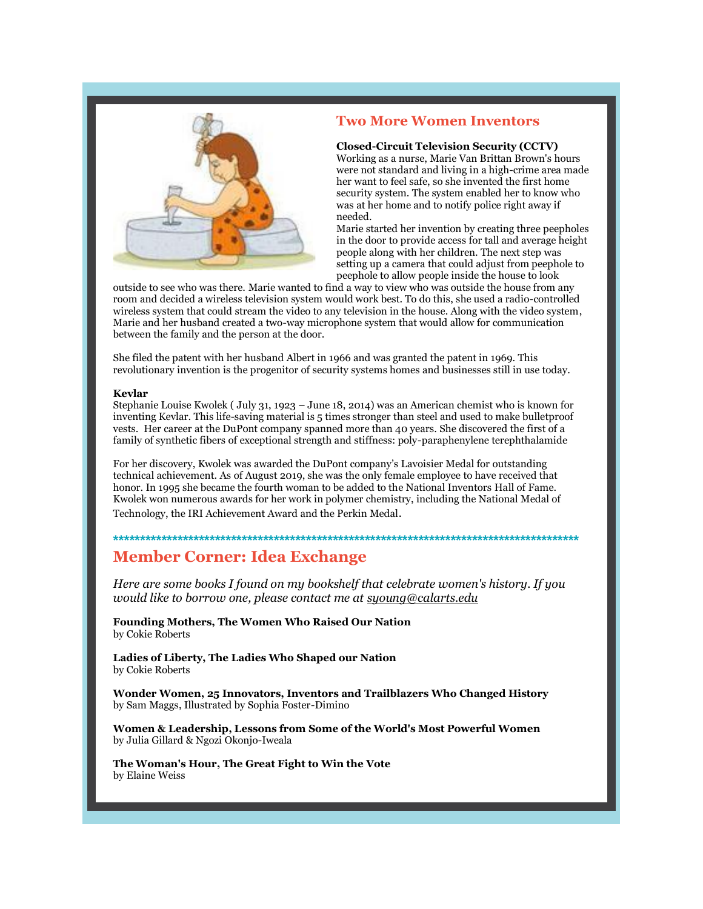## Two More Women Inventors

**Closed-Circuit Television Security (CCTV)**
Working as a nurse, Marie Van Brittan Brown's hours were not standard and living in a high-crime area made her want to feel safe, so she invented the first home security system. The system enabled her to know who was at her home and to notify police right away if needed.
Marie started her invention by creating three peepholes in the door to provide access for tall and average height people along with her children. The next step was setting up a camera that could adjust from peephole to peephole to allow people inside the house to look outside to see who was there. Marie wanted to find a way to view who was outside the house from any room and decided a wireless television system would work best. To do this, she used a radio-controlled wireless system that could stream the video to any television in the house. Along with the video system, Marie and her husband created a two-way microphone system that would allow for communication between the family and the person at the door.

She filed the patent with her husband Albert in 1966 and was granted the patent in 1969. This revolutionary invention is the progenitor of security systems homes and businesses still in use today.

**Kevlar**
Stephanie Louise Kwolek ( July 31, 1923 – June 18, 2014) was an American chemist who is known for inventing Kevlar. This life-saving material is 5 times stronger than steel and used to make bulletproof vests. Her career at the DuPont company spanned more than 40 years. She discovered the first of a family of synthetic fibers of exceptional strength and stiffness: poly-paraphenylene terephthalamide

For her discovery, Kwolek was awarded the DuPont company's Lavoisier Medal for outstanding technical achievement. As of August 2019, she was the only female employee to have received that honor. In 1995 she became the fourth woman to be added to the National Inventors Hall of Fame. Kwolek won numerous awards for her work in polymer chemistry, including the National Medal of Technology, the IRI Achievement Award and the Perkin Medal.

******************************************************************************************

## Member Corner: Idea Exchange

*Here are some books I found on my bookshelf that celebrate women's history. If you would like to borrow one, please contact me at syoung@calarts.edu*

**Founding Mothers, The Women Who Raised Our Nation**
by Cokie Roberts

**Ladies of Liberty, The Ladies Who Shaped our Nation**
by Cokie Roberts

**Wonder Women, 25 Innovators, Inventors and Trailblazers Who Changed History**
by Sam Maggs, Illustrated by Sophia Foster-Dimino

**Women & Leadership, Lessons from Some of the World's Most Powerful Women**
by Julia Gillard & Ngozi Okonjo-Iweala

**The Woman's Hour, The Great Fight to Win the Vote**
by Elaine Weiss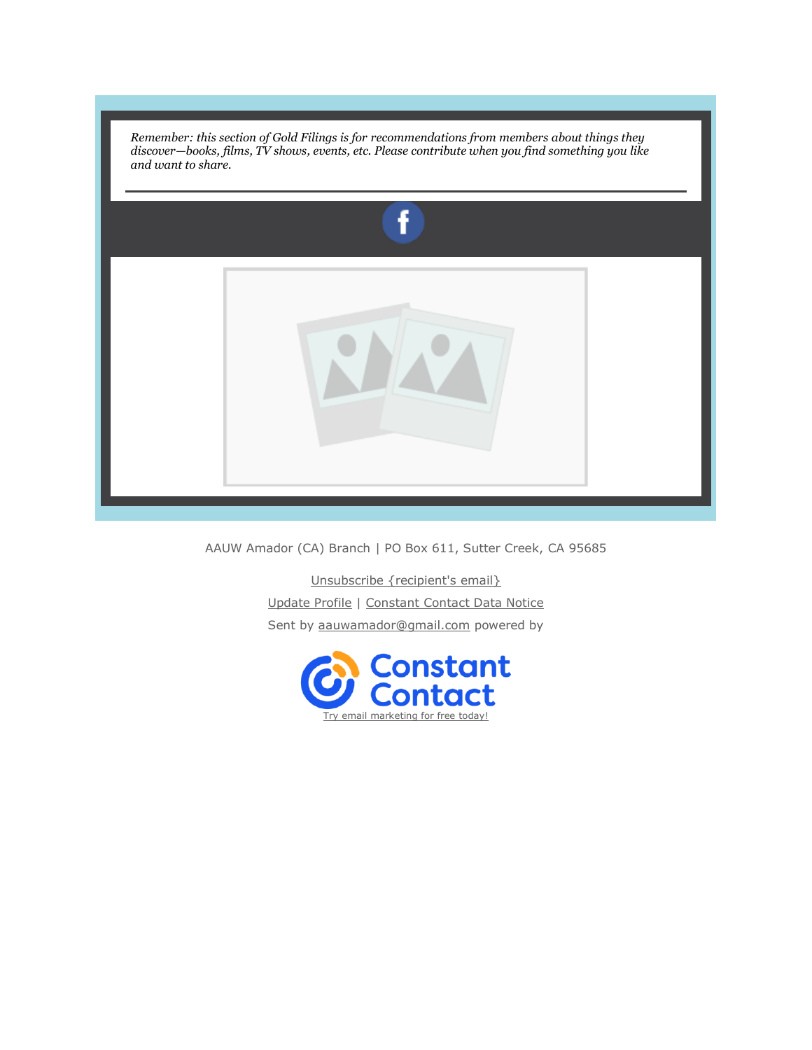*Remember: this section of Gold Filings is for recommendations from members about things they discover—books, films, TV shows, events, etc. Please contribute when you find something you like and want to share.*

---

AAUW Amador (CA) Branch | PO Box 611, Sutter Creek, CA 95685

Unsubscribe {recipient's email}

Update Profile | Constant Contact Data Notice

Sent by aauwamador@gmail.com powered by

Try email marketing for free today!